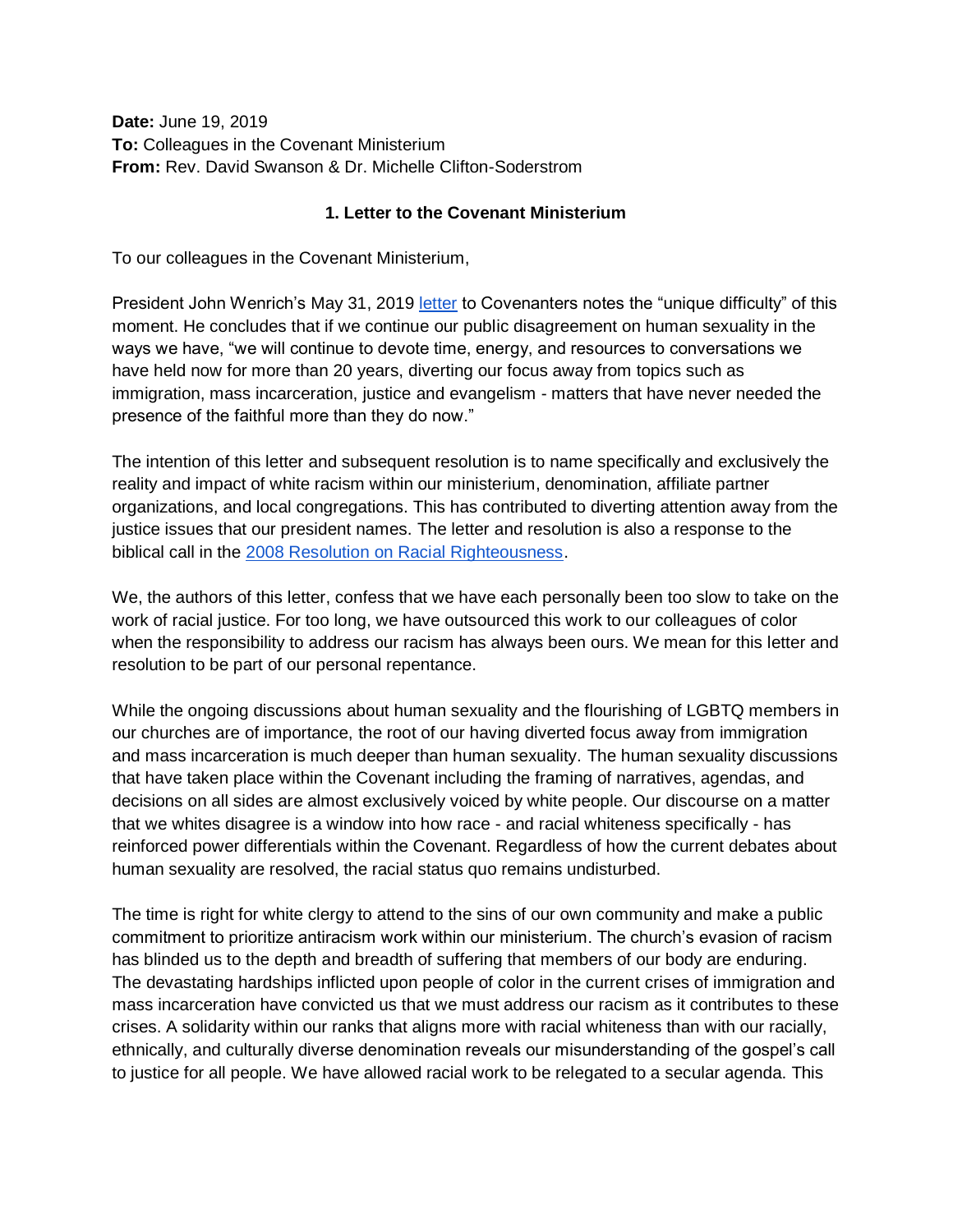**Date:** June 19, 2019
**To:** Colleagues in the Covenant Ministerium
**From:** Rev. David Swanson & Dr. Michelle Clifton-Soderstrom

## 1. Letter to the Covenant Ministerium

To our colleagues in the Covenant Ministerium,

President John Wenrich's May 31, 2019 letter to Covenanters notes the "unique difficulty" of this moment. He concludes that if we continue our public disagreement on human sexuality in the ways we have, "we will continue to devote time, energy, and resources to conversations we have held now for more than 20 years, diverting our focus away from topics such as immigration, mass incarceration, justice and evangelism - matters that have never needed the presence of the faithful more than they do now."

The intention of this letter and subsequent resolution is to name specifically and exclusively the reality and impact of white racism within our ministerium, denomination, affiliate partner organizations, and local congregations. This has contributed to diverting attention away from the justice issues that our president names. The letter and resolution is also a response to the biblical call in the 2008 Resolution on Racial Righteousness.

We, the authors of this letter, confess that we have each personally been too slow to take on the work of racial justice. For too long, we have outsourced this work to our colleagues of color when the responsibility to address our racism has always been ours. We mean for this letter and resolution to be part of our personal repentance.

While the ongoing discussions about human sexuality and the flourishing of LGBTQ members in our churches are of importance, the root of our having diverted focus away from immigration and mass incarceration is much deeper than human sexuality. The human sexuality discussions that have taken place within the Covenant including the framing of narratives, agendas, and decisions on all sides are almost exclusively voiced by white people. Our discourse on a matter that we whites disagree is a window into how race - and racial whiteness specifically - has reinforced power differentials within the Covenant. Regardless of how the current debates about human sexuality are resolved, the racial status quo remains undisturbed.

The time is right for white clergy to attend to the sins of our own community and make a public commitment to prioritize antiracism work within our ministerium. The church's evasion of racism has blinded us to the depth and breadth of suffering that members of our body are enduring. The devastating hardships inflicted upon people of color in the current crises of immigration and mass incarceration have convicted us that we must address our racism as it contributes to these crises. A solidarity within our ranks that aligns more with racial whiteness than with our racially, ethnically, and culturally diverse denomination reveals our misunderstanding of the gospel's call to justice for all people. We have allowed racial work to be relegated to a secular agenda. This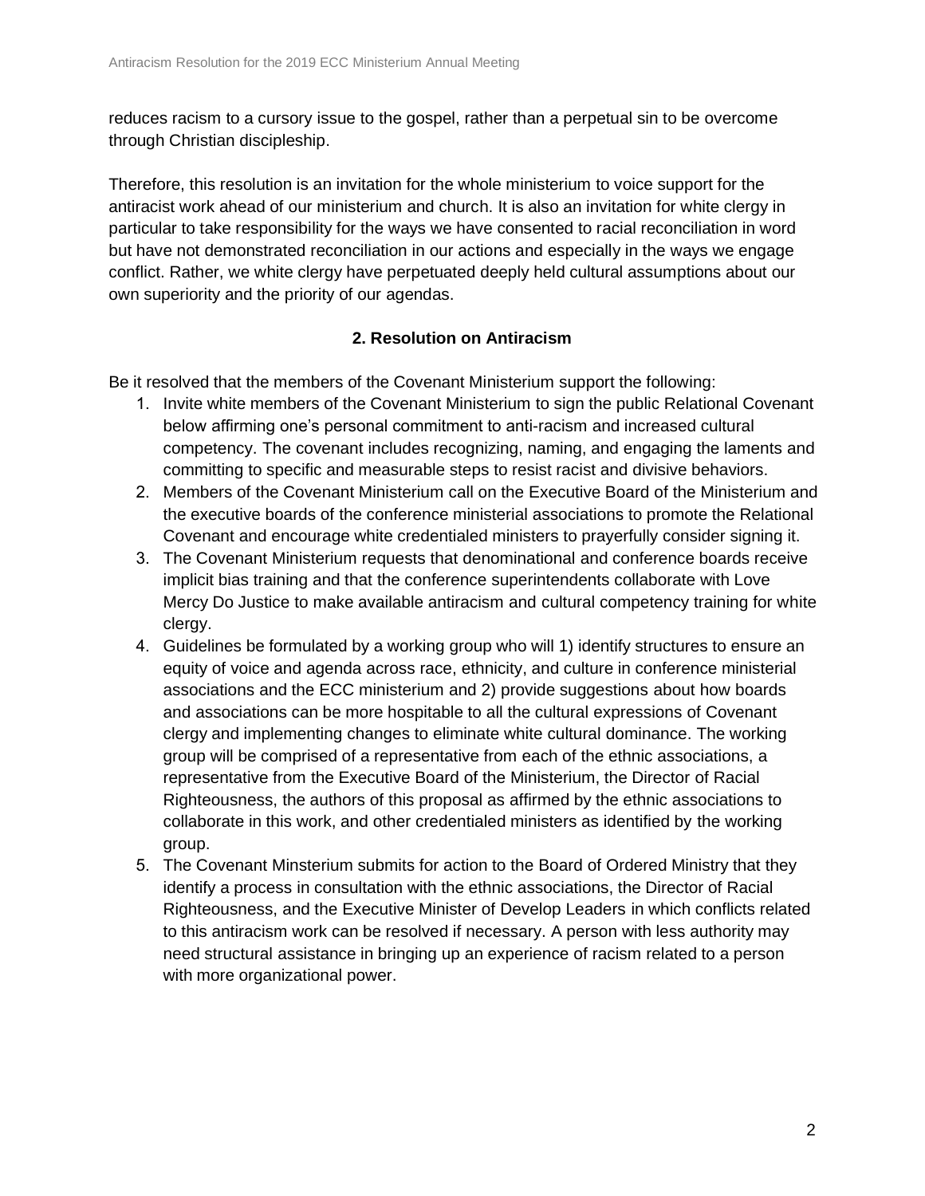reduces racism to a cursory issue to the gospel, rather than a perpetual sin to be overcome through Christian discipleship.

Therefore, this resolution is an invitation for the whole ministerium to voice support for the antiracist work ahead of our ministerium and church. It is also an invitation for white clergy in particular to take responsibility for the ways we have consented to racial reconciliation in word but have not demonstrated reconciliation in our actions and especially in the ways we engage conflict. Rather, we white clergy have perpetuated deeply held cultural assumptions about our own superiority and the priority of our agendas.

## 2. Resolution on Antiracism

Be it resolved that the members of the Covenant Ministerium support the following:

1. Invite white members of the Covenant Ministerium to sign the public Relational Covenant below affirming one's personal commitment to anti-racism and increased cultural competency. The covenant includes recognizing, naming, and engaging the laments and committing to specific and measurable steps to resist racist and divisive behaviors.
2. Members of the Covenant Ministerium call on the Executive Board of the Ministerium and the executive boards of the conference ministerial associations to promote the Relational Covenant and encourage white credentialed ministers to prayerfully consider signing it.
3. The Covenant Ministerium requests that denominational and conference boards receive implicit bias training and that the conference superintendents collaborate with Love Mercy Do Justice to make available antiracism and cultural competency training for white clergy.
4. Guidelines be formulated by a working group who will 1) identify structures to ensure an equity of voice and agenda across race, ethnicity, and culture in conference ministerial associations and the ECC ministerium and 2) provide suggestions about how boards and associations can be more hospitable to all the cultural expressions of Covenant clergy and implementing changes to eliminate white cultural dominance. The working group will be comprised of a representative from each of the ethnic associations, a representative from the Executive Board of the Ministerium, the Director of Racial Righteousness, the authors of this proposal as affirmed by the ethnic associations to collaborate in this work, and other credentialed ministers as identified by the working group.
5. The Covenant Minsterium submits for action to the Board of Ordered Ministry that they identify a process in consultation with the ethnic associations, the Director of Racial Righteousness, and the Executive Minister of Develop Leaders in which conflicts related to this antiracism work can be resolved if necessary. A person with less authority may need structural assistance in bringing up an experience of racism related to a person with more organizational power.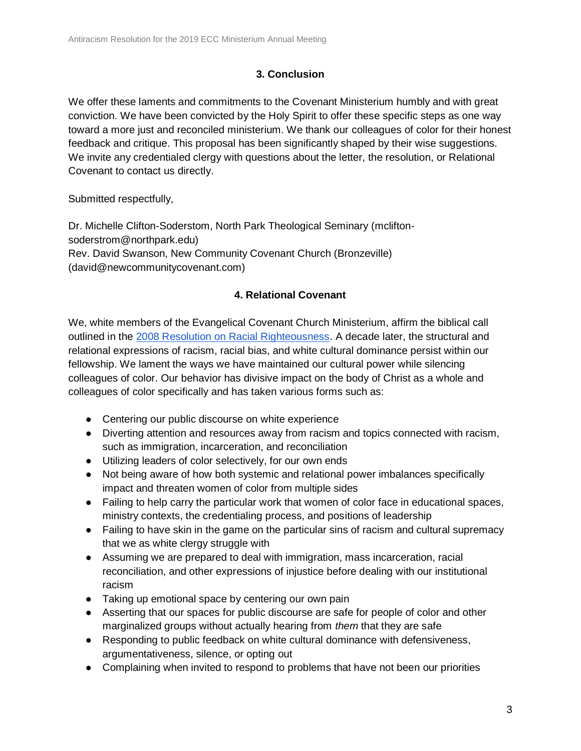### 3. Conclusion

We offer these laments and commitments to the Covenant Ministerium humbly and with great conviction. We have been convicted by the Holy Spirit to offer these specific steps as one way toward a more just and reconciled ministerium. We thank our colleagues of color for their honest feedback and critique. This proposal has been significantly shaped by their wise suggestions. We invite any credentialed clergy with questions about the letter, the resolution, or Relational Covenant to contact us directly.

Submitted respectfully,

Dr. Michelle Clifton-Soderstom, North Park Theological Seminary (mclifton-soderstrom@northpark.edu)
Rev. David Swanson, New Community Covenant Church (Bronzeville) (david@newcommunitycovenant.com)

### 4. Relational Covenant

We, white members of the Evangelical Covenant Church Ministerium, affirm the biblical call outlined in the [2008 Resolution on Racial Righteousness](). A decade later, the structural and relational expressions of racism, racial bias, and white cultural dominance persist within our fellowship. We lament the ways we have maintained our cultural power while silencing colleagues of color. Our behavior has divisive impact on the body of Christ as a whole and colleagues of color specifically and has taken various forms such as:

- Centering our public discourse on white experience
- Diverting attention and resources away from racism and topics connected with racism, such as immigration, incarceration, and reconciliation
- Utilizing leaders of color selectively, for our own ends
- Not being aware of how both systemic and relational power imbalances specifically impact and threaten women of color from multiple sides
- Failing to help carry the particular work that women of color face in educational spaces, ministry contexts, the credentialing process, and positions of leadership
- Failing to have skin in the game on the particular sins of racism and cultural supremacy that we as white clergy struggle with
- Assuming we are prepared to deal with immigration, mass incarceration, racial reconciliation, and other expressions of injustice before dealing with our institutional racism
- Taking up emotional space by centering our own pain
- Asserting that our spaces for public discourse are safe for people of color and other marginalized groups without actually hearing from *them* that they are safe
- Responding to public feedback on white cultural dominance with defensiveness, argumentativeness, silence, or opting out
- Complaining when invited to respond to problems that have not been our priorities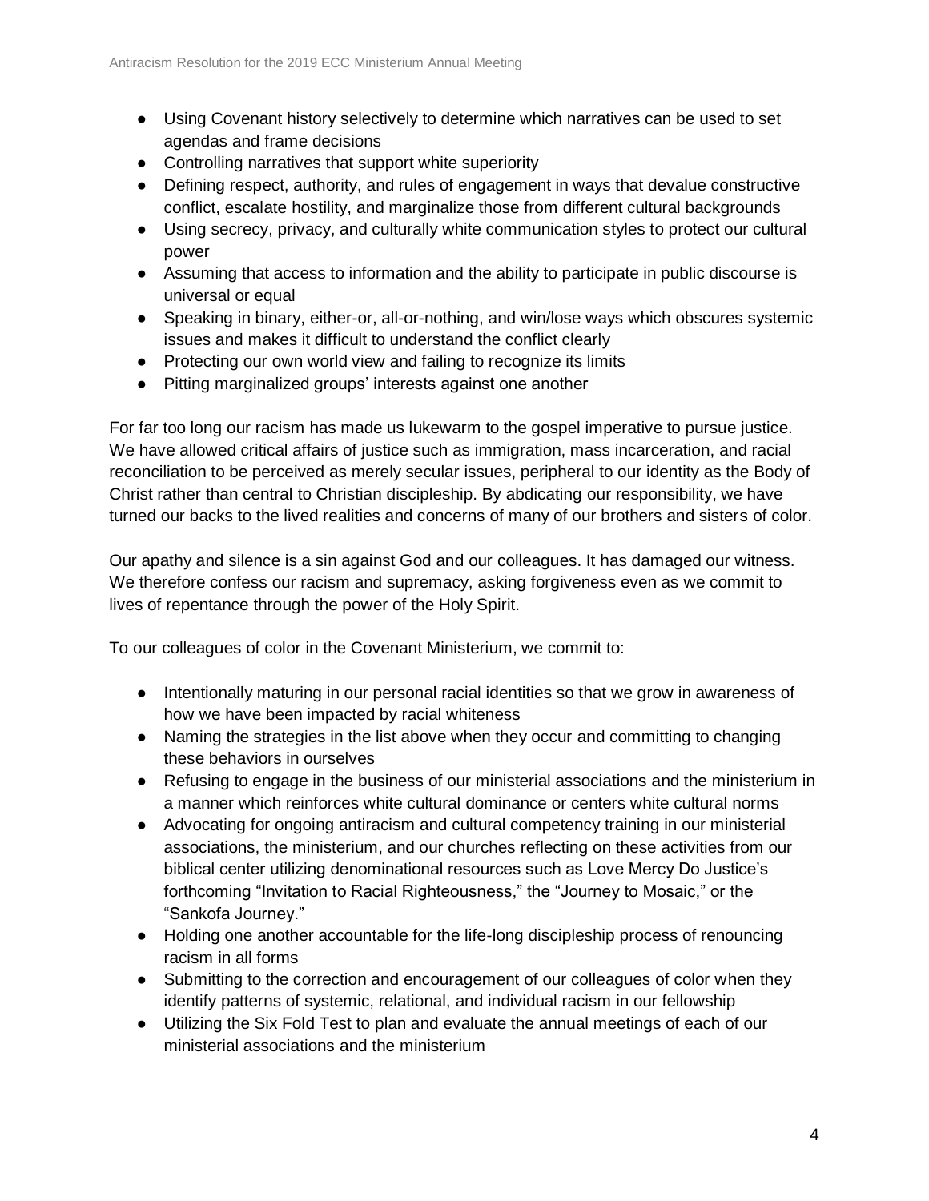- Using Covenant history selectively to determine which narratives can be used to set agendas and frame decisions
- Controlling narratives that support white superiority
- Defining respect, authority, and rules of engagement in ways that devalue constructive conflict, escalate hostility, and marginalize those from different cultural backgrounds
- Using secrecy, privacy, and culturally white communication styles to protect our cultural power
- Assuming that access to information and the ability to participate in public discourse is universal or equal
- Speaking in binary, either-or, all-or-nothing, and win/lose ways which obscures systemic issues and makes it difficult to understand the conflict clearly
- Protecting our own world view and failing to recognize its limits
- Pitting marginalized groups' interests against one another

For far too long our racism has made us lukewarm to the gospel imperative to pursue justice. We have allowed critical affairs of justice such as immigration, mass incarceration, and racial reconciliation to be perceived as merely secular issues, peripheral to our identity as the Body of Christ rather than central to Christian discipleship. By abdicating our responsibility, we have turned our backs to the lived realities and concerns of many of our brothers and sisters of color.

Our apathy and silence is a sin against God and our colleagues. It has damaged our witness. We therefore confess our racism and supremacy, asking forgiveness even as we commit to lives of repentance through the power of the Holy Spirit.

To our colleagues of color in the Covenant Ministerium, we commit to:

- Intentionally maturing in our personal racial identities so that we grow in awareness of how we have been impacted by racial whiteness
- Naming the strategies in the list above when they occur and committing to changing these behaviors in ourselves
- Refusing to engage in the business of our ministerial associations and the ministerium in a manner which reinforces white cultural dominance or centers white cultural norms
- Advocating for ongoing antiracism and cultural competency training in our ministerial associations, the ministerium, and our churches reflecting on these activities from our biblical center utilizing denominational resources such as Love Mercy Do Justice's forthcoming "Invitation to Racial Righteousness," the "Journey to Mosaic," or the "Sankofa Journey."
- Holding one another accountable for the life-long discipleship process of renouncing racism in all forms
- Submitting to the correction and encouragement of our colleagues of color when they identify patterns of systemic, relational, and individual racism in our fellowship
- Utilizing the Six Fold Test to plan and evaluate the annual meetings of each of our ministerial associations and the ministerium